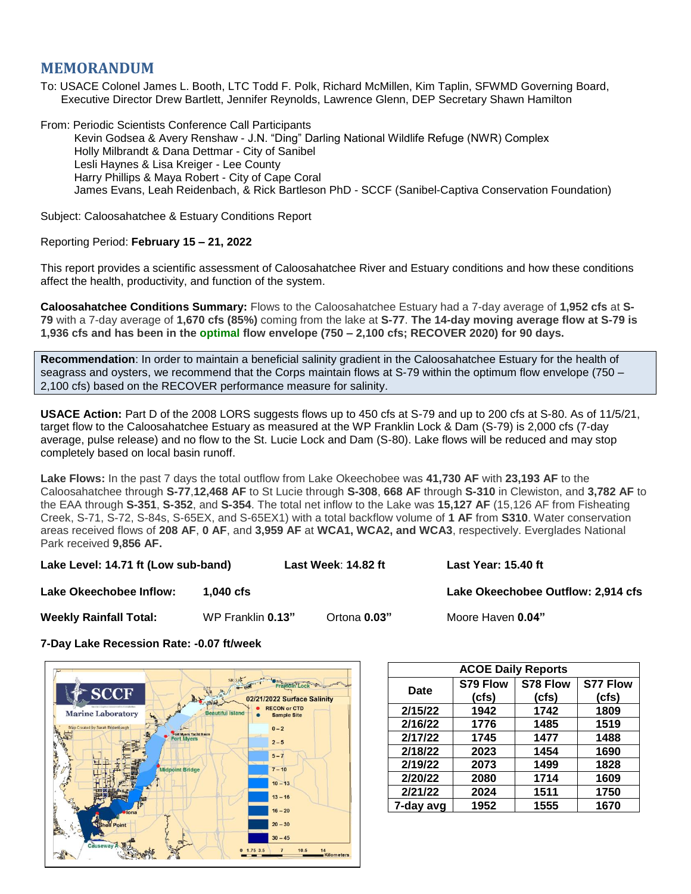# MEMORANDUM

To: USACE Colonel James L. Booth, LTC Todd F. Polk, Richard McMillen, Kim Taplin, SFWMD Governing Board, Executive Director Drew Bartlett, Jennifer Reynolds, Lawrence Glenn, DEP Secretary Shawn Hamilton

From: Periodic Scientists Conference Call Participants
Kevin Godsea & Avery Renshaw - J.N. "Ding" Darling National Wildlife Refuge (NWR) Complex
Holly Milbrandt & Dana Dettmar - City of Sanibel
Lesli Haynes & Lisa Kreiger - Lee County
Harry Phillips & Maya Robert - City of Cape Coral
James Evans, Leah Reidenbach, & Rick Bartleson PhD - SCCF (Sanibel-Captiva Conservation Foundation)

Subject: Caloosahatchee & Estuary Conditions Report

Reporting Period: **February 15 – 21, 2022**

This report provides a scientific assessment of Caloosahatchee River and Estuary conditions and how these conditions affect the health, productivity, and function of the system.

**Caloosahatchee Conditions Summary:** Flows to the Caloosahatchee Estuary had a 7-day average of **1,952 cfs** at **S-79** with a 7-day average of **1,670 cfs (85%)** coming from the lake at **S-77**. **The 14-day moving average flow at S-79 is 1,936 cfs and has been in the optimal flow envelope (750 – 2,100 cfs; RECOVER 2020) for 90 days.**

**Recommendation**: In order to maintain a beneficial salinity gradient in the Caloosahatchee Estuary for the health of seagrass and oysters, we recommend that the Corps maintain flows at S-79 within the optimum flow envelope (750 – 2,100 cfs) based on the RECOVER performance measure for salinity.

**USACE Action:** Part D of the 2008 LORS suggests flows up to 450 cfs at S-79 and up to 200 cfs at S-80. As of 11/5/21, target flow to the Caloosahatchee Estuary as measured at the WP Franklin Lock & Dam (S-79) is 2,000 cfs (7-day average, pulse release) and no flow to the St. Lucie Lock and Dam (S-80). Lake flows will be reduced and may stop completely based on local basin runoff.

**Lake Flows:** In the past 7 days the total outflow from Lake Okeechobee was **41,730 AF** with **23,193 AF** to the Caloosahatchee through **S-77**,**12,468 AF** to St Lucie through **S-308**, **668 AF** through **S-310** in Clewiston, and **3,782 AF** to the EAA through **S-351**, **S-352**, and **S-354**. The total net inflow to the Lake was **15,127 AF** (15,126 AF from Fisheating Creek, S-71, S-72, S-84s, S-65EX, and S-65EX1) with a total backflow volume of **1 AF** from **S310**. Water conservation areas received flows of **208 AF**, **0 AF**, and **3,959 AF** at **WCA1, WCA2, and WCA3**, respectively. Everglades National Park received **9,856 AF.**

**Lake Level: 14.71 ft (Low sub-band)** **Last Week: 14.82 ft** **Last Year: 15.40 ft**

**Lake Okeechobee Inflow:** **1,040 cfs** **Lake Okeechobee Outflow: 2,914 cfs**

**Weekly Rainfall Total:** WP Franklin **0.13"** Ortona **0.03"** Moore Haven **0.04"**

**7-Day Lake Recession Rate: -0.07 ft/week**

| ACOE Daily Reports | | | |
|---|---|---|---|
| **Date** | **S79 Flow (cfs)** | **S78 Flow (cfs)** | **S77 Flow (cfs)** |
| **2/15/22** | **1942** | **1742** | **1809** |
| **2/16/22** | **1776** | **1485** | **1519** |
| **2/17/22** | **1745** | **1477** | **1488** |
| **2/18/22** | **2023** | **1454** | **1690** |
| **2/19/22** | **2073** | **1499** | **1828** |
| **2/20/22** | **2080** | **1714** | **1609** |
| **2/21/22** | **2024** | **1511** | **1750** |
| **7-day avg** | **1952** | **1555** | **1670** |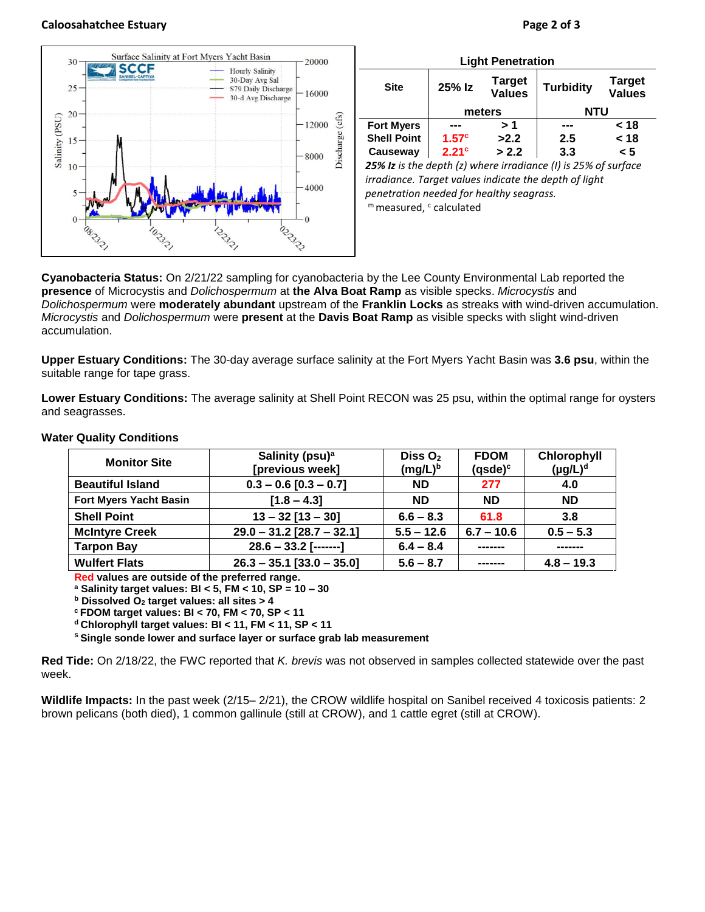**Light Penetration**

| Site | 25% Iz | Target Values | Turbidity | Target Values |
|---|---|---|---|---|
| | meters | | NTU | |
| Fort Myers | --- | > 1 | --- | < 18 |
| Shell Point | 1.57[c] | >2.2 | 2.5 | < 18 |
| Causeway | 2.21[c] | > 2.2 | 3.3 | < 5 |

***25% Iz*** *is the depth (z) where irradiance (I) is 25% of surface irradiance. Target values indicate the depth of light penetration needed for healthy seagrass.*

[m] measured, [c] calculated

**Cyanobacteria Status:** On 2/21/22 sampling for cyanobacteria by the Lee County Environmental Lab reported the **presence** of Microcystis and *Dolichospermum* at **the Alva Boat Ramp** as visible specks. *Microcystis* and *Dolichospermum* were **moderately abundant** upstream of the **Franklin Locks** as streaks with wind-driven accumulation. *Microcystis* and *Dolichospermum* were **present** at the **Davis Boat Ramp** as visible specks with slight wind-driven accumulation.

**Upper Estuary Conditions:** The 30-day average surface salinity at the Fort Myers Yacht Basin was **3.6 psu**, within the suitable range for tape grass.

**Lower Estuary Conditions:** The average salinity at Shell Point RECON was 25 psu, within the optimal range for oysters and seagrasses.

**Water Quality Conditions**

| Monitor Site | Salinity (psu)[a] [previous week] | Diss $O_2$ (mg/L)[b] | FDOM (qsde)[c] | Chlorophyll (µg/L)[d] |
|---|---|---|---|---|
| Beautiful Island | 0.3 – 0.6 [0.3 – 0.7] | ND | 277 | 4.0 |
| Fort Myers Yacht Basin | [1.8 – 4.3] | ND | ND | ND |
| Shell Point | 13 – 32 [13 – 30] | 6.6 – 8.3 | 61.8 | 3.8 |
| McIntyre Creek | 29.0 – 31.2 [28.7 – 32.1] | 5.5 – 12.6 | 6.7 – 10.6 | 0.5 – 5.3 |
| Tarpon Bay | 28.6 – 33.2 [-------] | 6.4 – 8.4 | ------- | ------- |
| Wulfert Flats | 26.3 – 35.1 [33.0 – 35.0] | 5.6 – 8.7 | ------- | 4.8 – 19.3 |

**Red values are outside of the preferred range.**
[a] **Salinity target values: BI < 5, FM < 10, SP = 10 – 30**
[b] **Dissolved $O_2$ target values: all sites > 4**
[c] **FDOM target values: BI < 70, FM < 70, SP < 11**
[d] **Chlorophyll target values: BI < 11, FM < 11, SP < 11**
[s] **Single sonde lower and surface layer or surface grab lab measurement**

**Red Tide:** On 2/18/22, the FWC reported that *K. brevis* was not observed in samples collected statewide over the past week.

**Wildlife Impacts:** In the past week (2/15– 2/21), the CROW wildlife hospital on Sanibel received 4 toxicosis patients: 2 brown pelicans (both died), 1 common gallinule (still at CROW), and 1 cattle egret (still at CROW).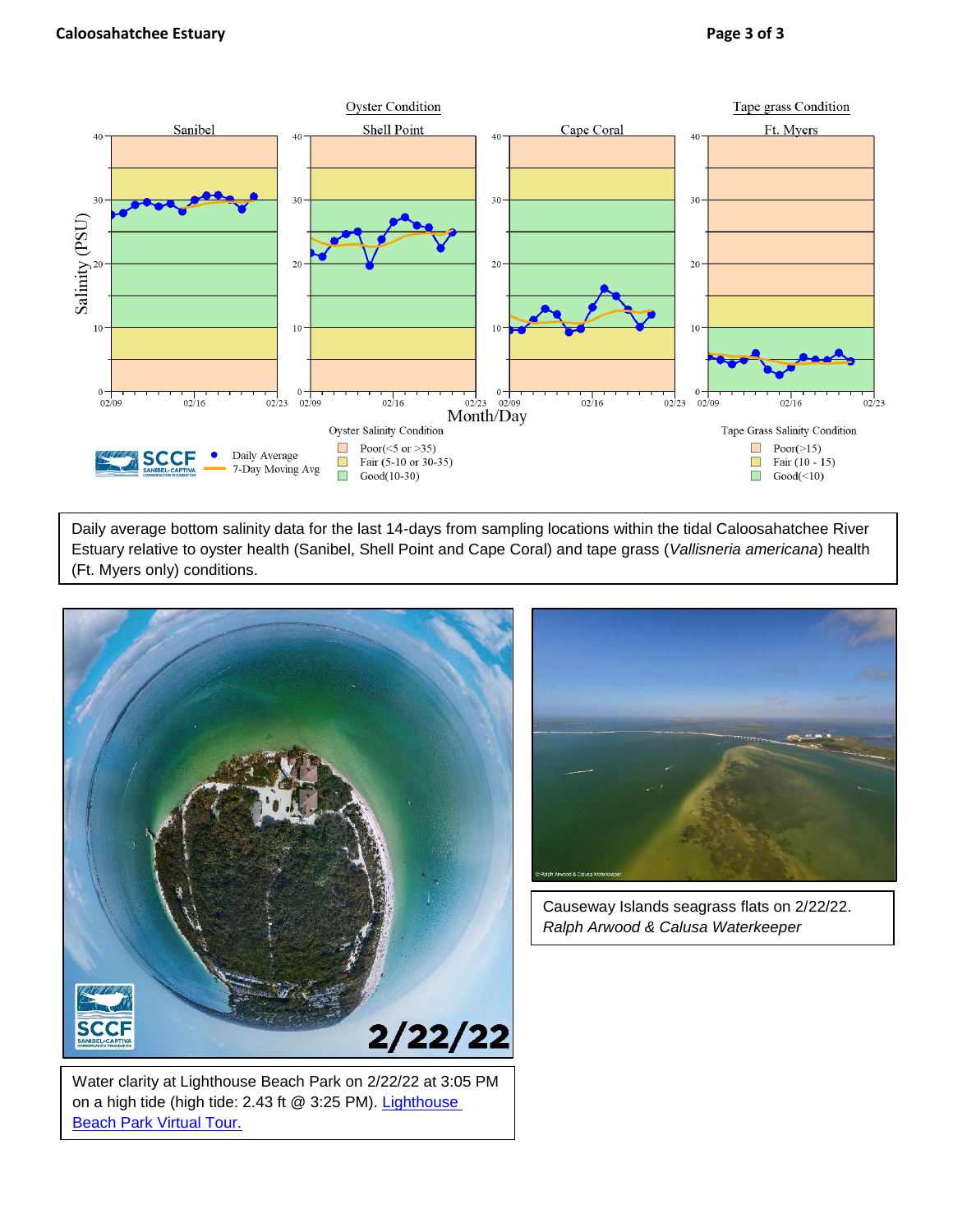Oyster Condition

Sanibel

Shell Point

Cape Coral

Tape grass Condition

Ft. Myers

Salinity (PSU)

40

30

20

10

0

02/09

02/16

02/23

Month/Day

Oyster Salinity Condition

Poor(<5 or >35)

Fair (5-10 or 30-35)

Good(10-30)

Tape Grass Salinity Condition

Poor(>15)

Fair (10 - 15)

Good(<10)

Daily Average

7-Day Moving Avg

SCCF SANIBEL-CAPTIVA CONSERVATION FOUNDATION

Daily average bottom salinity data for the last 14-days from sampling locations within the tidal Caloosahatchee River Estuary relative to oyster health (Sanibel, Shell Point and Cape Coral) and tape grass (*Vallisneria americana*) health (Ft. Myers only) conditions.

SCCF SANIBEL-CAPTIVA CONSERVATION FOUNDATION

2/22/22

Water clarity at Lighthouse Beach Park on 2/22/22 at 3:05 PM on a high tide (high tide: 2.43 ft @ 3:25 PM). [Lighthouse Beach Park Virtual Tour.]

© Ralph Arwood & Calusa Waterkeeper

Causeway Islands seagrass flats on 2/22/22. *Ralph Arwood & Calusa Waterkeeper*